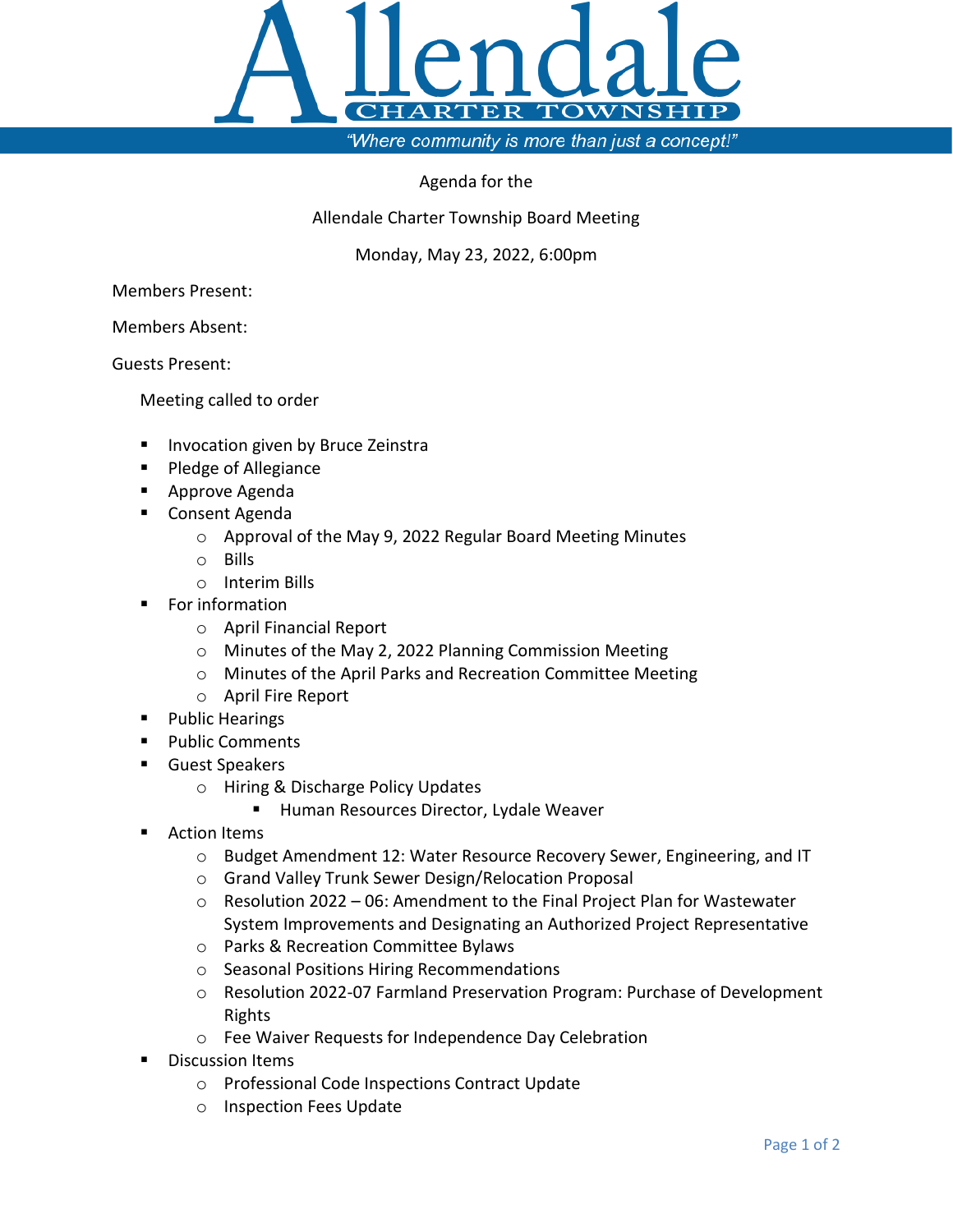# Allendale Charter Township

*"Where community is more than just a concept!"*

Agenda for the

Allendale Charter Township Board Meeting

Monday, May 23, 2022, 6:00pm

Members Present:

Members Absent:

Guests Present:

Meeting called to order

- Invocation given by Bruce Zeinstra
- Pledge of Allegiance
- Approve Agenda
- Consent Agenda
  - Approval of the May 9, 2022 Regular Board Meeting Minutes
  - Bills
  - Interim Bills
- For information
  - April Financial Report
  - Minutes of the May 2, 2022 Planning Commission Meeting
  - Minutes of the April Parks and Recreation Committee Meeting
  - April Fire Report
- Public Hearings
- Public Comments
- Guest Speakers
  - Hiring & Discharge Policy Updates
    - Human Resources Director, Lydale Weaver
- Action Items
  - Budget Amendment 12: Water Resource Recovery Sewer, Engineering, and IT
  - Grand Valley Trunk Sewer Design/Relocation Proposal
  - Resolution 2022 – 06: Amendment to the Final Project Plan for Wastewater System Improvements and Designating an Authorized Project Representative
  - Parks & Recreation Committee Bylaws
  - Seasonal Positions Hiring Recommendations
  - Resolution 2022-07 Farmland Preservation Program: Purchase of Development Rights
  - Fee Waiver Requests for Independence Day Celebration
- Discussion Items
  - Professional Code Inspections Contract Update
  - Inspection Fees Update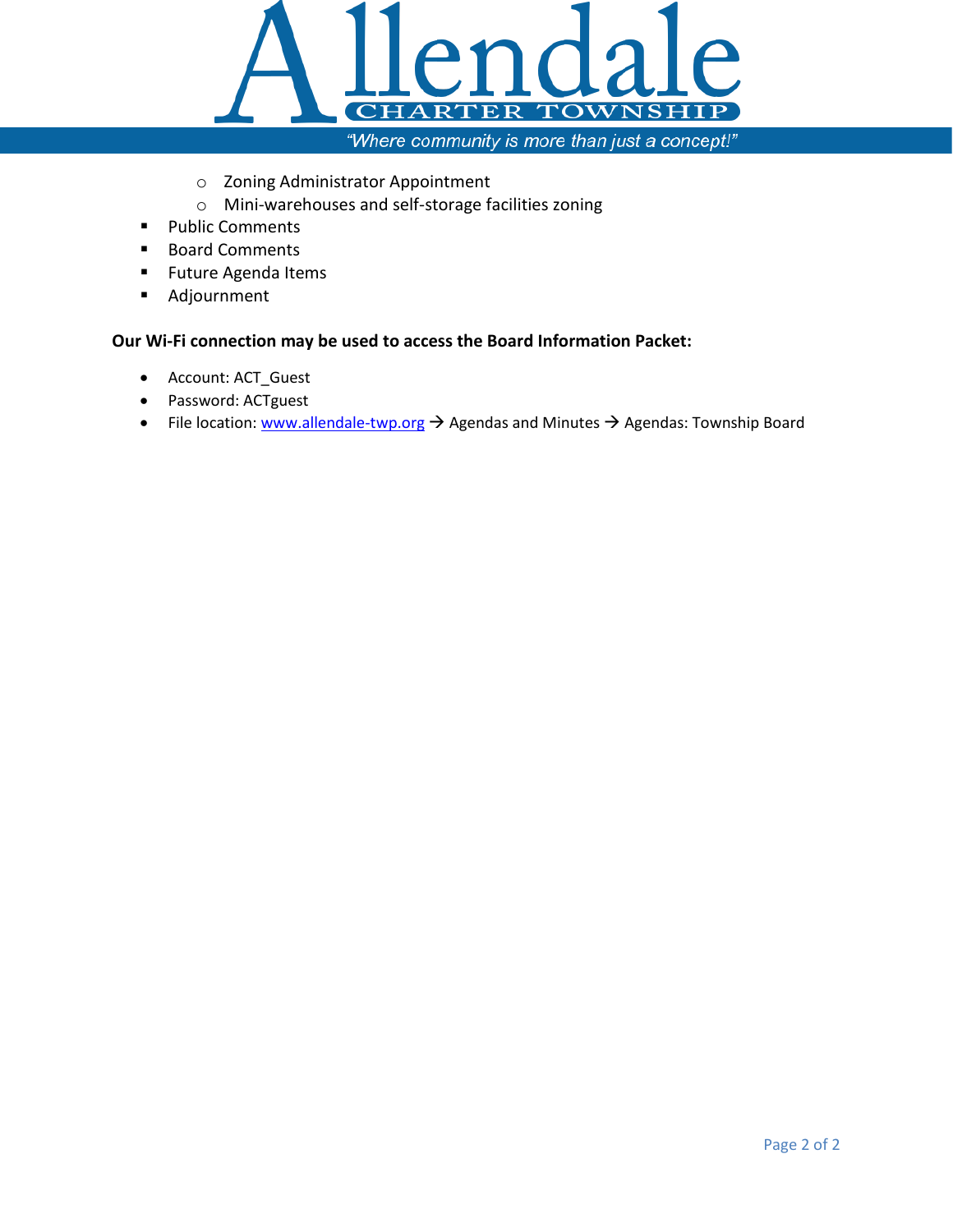- Zoning Administrator Appointment
    - Mini-warehouses and self-storage facilities zoning
- Public Comments
- Board Comments
- Future Agenda Items
- Adjournment

**Our Wi-Fi connection may be used to access the Board Information Packet:**

- Account: ACT_Guest
- Password: ACTguest
- File location: www.allendale-twp.org → Agendas and Minutes → Agendas: Township Board